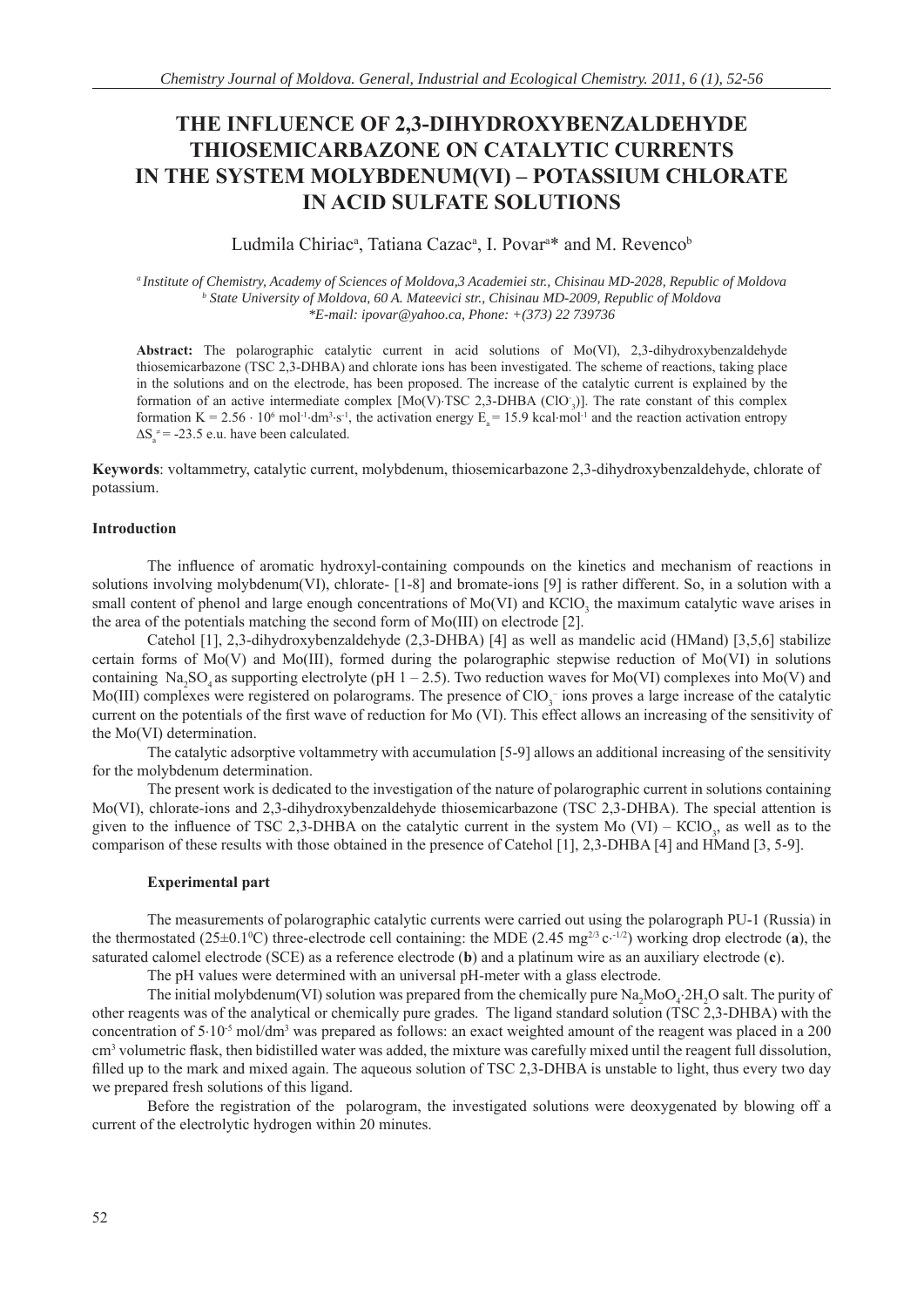# THE INFLUENCE OF 2,3-DIHYDROXYBENZALDEHYDE THIOSEMICARBAZONE ON CATALYTIC CURRENTS IN THE SYSTEM MOLYBDENUM(VI) – POTASSIUM CHLORATE IN ACID SULFATE SOLUTIONS

Ludmila Chiriac[a], Tatiana Cazac[a], I. Povar[a]* and M. Revenco[b]

*[a] Institute of Chemistry, Academy of Sciences of Moldova,3 Academiei str., Chisinau MD-2028, Republic of Moldova*
*[b] State University of Moldova, 60 A. Mateevici str., Chisinau MD-2009, Republic of Moldova*
*\*E-mail: ipovar@yahoo.ca, Phone: +(373) 22 739736*

**Abstract:** The polarographic catalytic current in acid solutions of Mo(VI), 2,3-dihydroxybenzaldehyde thiosemicarbazone (TSC 2,3-DHBA) and chlorate ions has been investigated. The scheme of reactions, taking place in the solutions and on the electrode, has been proposed. The increase of the catalytic current is explained by the formation of an active intermediate complex [Mo(V)·TSC 2,3-DHBA ($ClO_3^-$)]. The rate constant of this complex formation K = 2.56 · $10^6$ $mol^{-1}·dm^3·s^{-1}$, the activation energy $E_a$ = 15.9 $kcal·mol^{-1}$ and the reaction activation entropy $\Delta S_a^{\neq}$ = -23.5 e.u. have been calculated.

**Keywords**: voltammetry, catalytic current, molybdenum, thiosemicarbazone 2,3-dihydroxybenzaldehyde, chlorate of potassium.

## Introduction

The influence of aromatic hydroxyl-containing compounds on the kinetics and mechanism of reactions in solutions involving molybdenum(VI), chlorate- [1-8] and bromate-ions [9] is rather different. So, in a solution with a small content of phenol and large enough concentrations of Mo(VI) and $KClO_3$ the maximum catalytic wave arises in the area of the potentials matching the second form of Mo(III) on electrode [2].

Catehol [1], 2,3-dihydroxybenzaldehyde (2,3-DHBA) [4] as well as mandelic acid (HMand) [3,5,6] stabilize certain forms of Mo(V) and Mo(III), formed during the polarographic stepwise reduction of Mo(VI) in solutions containing $Na_2SO_4$ as supporting electrolyte (pH 1 – 2.5). Two reduction waves for Mo(VI) complexes into Mo(V) and Mo(III) complexes were registered on polarograms. The presence of $ClO_3^-$ ions proves a large increase of the catalytic current on the potentials of the first wave of reduction for Mo (VI). This effect allows an increasing of the sensitivity of the Mo(VI) determination.

The catalytic adsorptive voltammetry with accumulation [5-9] allows an additional increasing of the sensitivity for the molybdenum determination.

The present work is dedicated to the investigation of the nature of polarographic current in solutions containing Mo(VI), chlorate-ions and 2,3-dihydroxybenzaldehyde thiosemicarbazone (TSC 2,3-DHBA). The special attention is given to the influence of TSC 2,3-DHBA on the catalytic current in the system Mo (VI) – $KClO_3$, as well as to the comparison of these results with those obtained in the presence of Catehol [1], 2,3-DHBA [4] and HMand [3, 5-9].

## Experimental part

The measurements of polarographic catalytic currents were carried out using the polarograph PU-1 (Russia) in the thermostated (25±0.1$^0$C) three-electrode cell containing: the MDE (2.45 $mg^{2/3}$ $c^{-1/2}$) working drop electrode (**a**), the saturated calomel electrode (SCE) as a reference electrode (**b**) and a platinum wire as an auxiliary electrode (**c**).

The pH values were determined with an universal pH-meter with a glass electrode.

The initial molybdenum(VI) solution was prepared from the chemically pure $Na_2MoO_4·2H_2O$ salt. The purity of other reagents was of the analytical or chemically pure grades. The ligand standard solution (TSC 2,3-DHBA) with the concentration of 5·$10^{-5}$ mol/$dm^3$ was prepared as follows: an exact weighted amount of the reagent was placed in a 200 $cm^3$ volumetric flask, then bidistilled water was added, the mixture was carefully mixed until the reagent full dissolution, filled up to the mark and mixed again. The aqueous solution of TSC 2,3-DHBA is unstable to light, thus every two day we prepared fresh solutions of this ligand.

Before the registration of the polarogram, the investigated solutions were deoxygenated by blowing off a current of the electrolytic hydrogen within 20 minutes.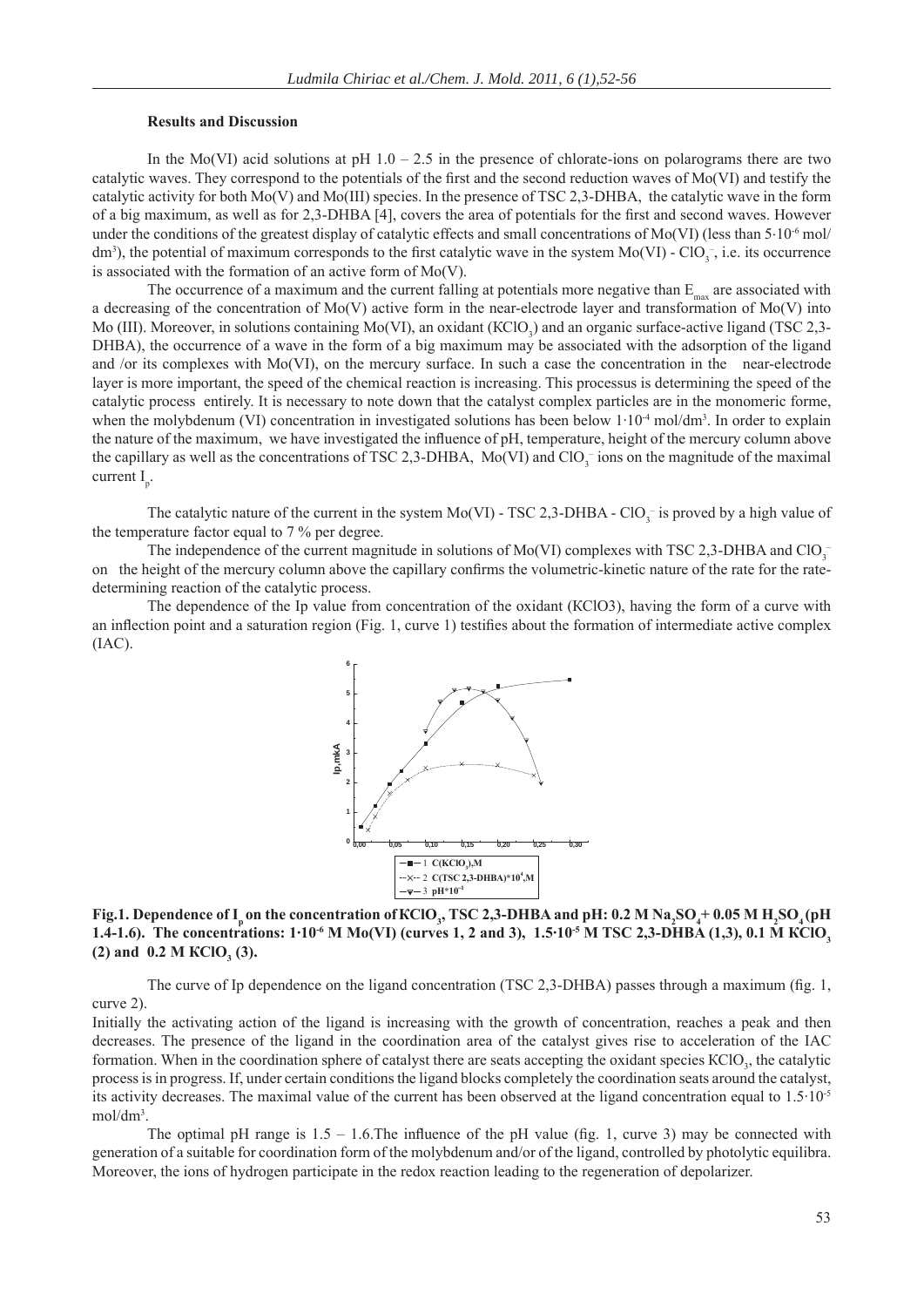### Results and Discussion

In the Mo(VI) acid solutions at pH 1.0 – 2.5 in the presence of chlorate-ions on polarograms there are two catalytic waves. They correspond to the potentials of the first and the second reduction waves of Mo(VI) and testify the catalytic activity for both Mo(V) and Mo(III) species. In the presence of TSC 2,3-DHBA, the catalytic wave in the form of a big maximum, as well as for 2,3-DHBA [4], covers the area of potentials for the first and second waves. However under the conditions of the greatest display of catalytic effects and small concentrations of Mo(VI) (less than $5\cdot10^{-6}$ mol/dm$^3$), the potential of maximum corresponds to the first catalytic wave in the system Mo(VI) - $ClO_3^-$, i.e. its occurrence is associated with the formation of an active form of Mo(V).

The occurrence of a maximum and the current falling at potentials more negative than $E_{max}$ are associated with a decreasing of the concentration of Mo(V) active form in the near-electrode layer and transformation of Mo(V) into Mo (III). Moreover, in solutions containing Mo(VI), an oxidant ($KClO_3$) and an organic surface-active ligand (TSC 2,3-DHBA), the occurrence of a wave in the form of a big maximum may be associated with the adsorption of the ligand and /or its complexes with Mo(VI), on the mercury surface. In such a case the concentration in the near-electrode layer is more important, the speed of the chemical reaction is increasing. This processus is determining the speed of the catalytic process entirely. It is necessary to note down that the catalyst complex particles are in the monomeric forme, when the molybdenum (VI) concentration in investigated solutions has been below $1\cdot10^{-4}$ mol/dm$^3$. In order to explain the nature of the maximum, we have investigated the influence of pH, temperature, height of the mercury column above the capillary as well as the concentrations of TSC 2,3-DHBA, Mo(VI) and $ClO_3^-$ ions on the magnitude of the maximal current $I_p$.

The catalytic nature of the current in the system Mo(VI) - TSC 2,3-DHBA - $ClO_3^-$ is proved by a high value of the temperature factor equal to 7 % per degree.

The independence of the current magnitude in solutions of Mo(VI) complexes with TSC 2,3-DHBA and $ClO_3^-$ on the height of the mercury column above the capillary confirms the volumetric-kinetic nature of the rate for the rate-determining reaction of the catalytic process.

The dependence of the Ip value from concentration of the oxidant (KClO3), having the form of a curve with an inflection point and a saturation region (Fig. 1, curve 1) testifies about the formation of intermediate active complex (IAC).

**Fig.1. Dependence of $I_p$ on the concentration of $KClO_3$, TSC 2,3-DHBA and pH: 0.2 M $Na_2SO_4$+ 0.05 M $H_2SO_4$ (pH 1.4-1.6). The concentrations: $1\cdot10^{-6}$ M Mo(VI) (curves 1, 2 and 3), $1.5\cdot10^{-5}$ M TSC 2,3-DHBA (1,3), 0.1 M $KClO_3$ (2) and 0.2 M $KClO_3$ (3).**

The curve of Ip dependence on the ligand concentration (TSC 2,3-DHBA) passes through a maximum (fig. 1, curve 2).

Initially the activating action of the ligand is increasing with the growth of concentration, reaches a peak and then decreases. The presence of the ligand in the coordination area of the catalyst gives rise to acceleration of the IAC formation. When in the coordination sphere of catalyst there are seats accepting the oxidant species $KClO_3$, the catalytic process is in progress. If, under certain conditions the ligand blocks completely the coordination seats around the catalyst, its activity decreases. The maximal value of the current has been observed at the ligand concentration equal to $1.5\cdot10^{-5}$ mol/dm$^3$.

The optimal pH range is 1.5 – 1.6.The influence of the pH value (fig. 1, curve 3) may be connected with generation of a suitable for coordination form of the molybdenum and/or of the ligand, controlled by photolytic equilibra. Moreover, the ions of hydrogen participate in the redox reaction leading to the regeneration of depolarizer.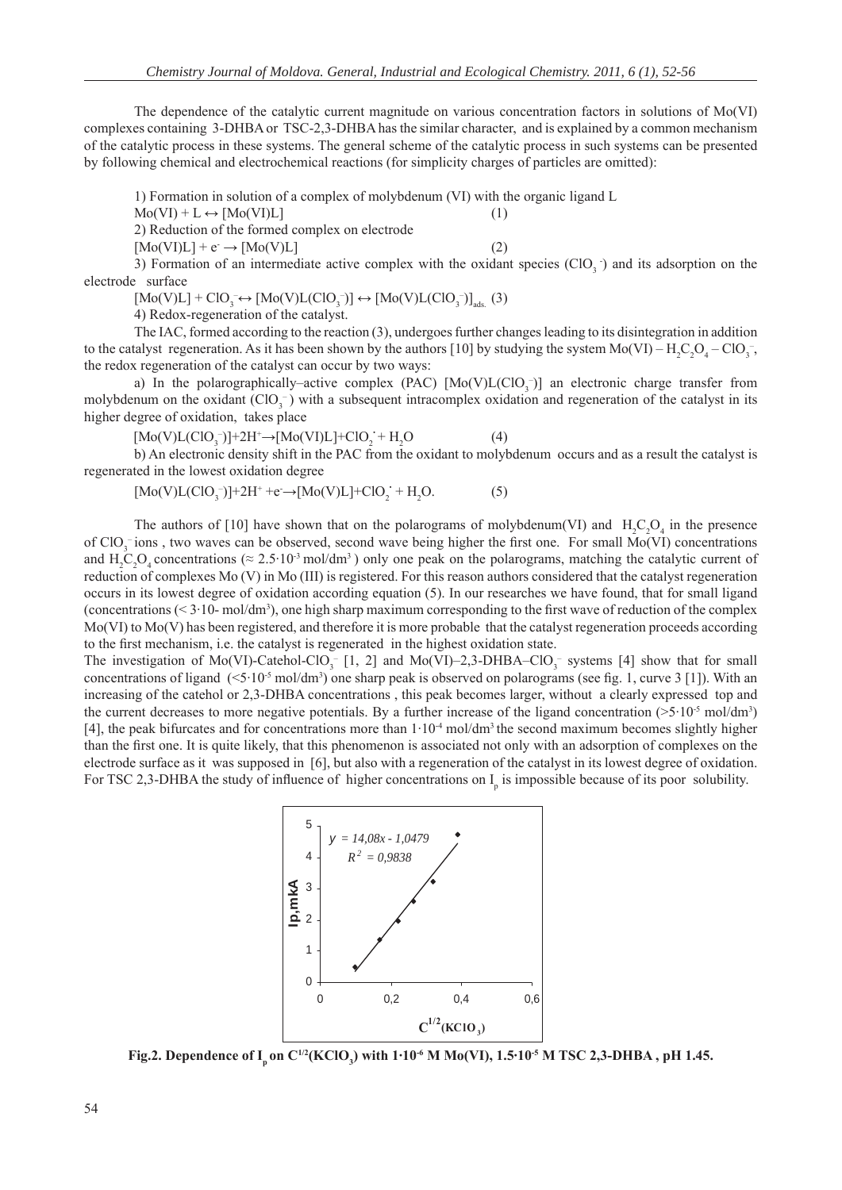The dependence of the catalytic current magnitude on various concentration factors in solutions of Mo(VI) complexes containing 3-DHBA or TSC-2,3-DHBA has the similar character, and is explained by a common mechanism of the catalytic process in these systems. The general scheme of the catalytic process in such systems can be presented by following chemical and electrochemical reactions (for simplicity charges of particles are omitted):

1) Formation in solution of a complex of molybdenum (VI) with the organic ligand L

$Mo(VI) + L \leftrightarrow [Mo(VI)L]$ (1)

2) Reduction of the formed complex on electrode

$[Mo(VI)L] + e^- \rightarrow [Mo(V)L]$ (2)

3) Formation of an intermediate active complex with the oxidant species ($ClO_3^-$) and its adsorption on the electrode surface

$[Mo(V)L] + ClO_3^- \leftrightarrow [Mo(V)L(ClO_3^-)] \leftrightarrow [Mo(V)L(ClO_3^-)]_{ads.}$ (3)

4) Redox-regeneration of the catalyst.

The IAC, formed according to the reaction (3), undergoes further changes leading to its disintegration in addition to the catalyst regeneration. As it has been shown by the authors [10] by studying the system $Mo(VI) – H_2C_2O_4 – ClO_3^-$, the redox regeneration of the catalyst can occur by two ways:

a) In the polarographically–active complex (PAC) $[Mo(V)L(ClO_3^-)]$ an electronic charge transfer from molybdenum on the oxidant ($ClO_3^-$) with a subsequent intracomplex oxidation and regeneration of the catalyst in its higher degree of oxidation, takes place

$[Mo(V)L(ClO_3^-)]+2H^+ \rightarrow [Mo(VI)L]+ClO_2^{\cdot} + H_2O$ (4)

b) An electronic density shift in the PAC from the oxidant to molybdenum occurs and as a result the catalyst is regenerated in the lowest oxidation degree

$[Mo(V)L(ClO_3^-)]+2H^+ +e^- \rightarrow [Mo(V)L]+ClO_2^{\cdot} + H_2O.$ (5)

The authors of [10] have shown that on the polarograms of molybdenum(VI) and $H_2C_2O_4$ in the presence of $ClO_3^-$ ions , two waves can be observed, second wave being higher the first one. For small Mo(VI) concentrations and $H_2C_2O_4$ concentrations ($\approx 2.5 \cdot 10^{-3}$ mol/dm$^3$ ) only one peak on the polarograms, matching the catalytic current of reduction of complexes Mo (V) in Mo (III) is registered. For this reason authors considered that the catalyst regeneration occurs in its lowest degree of oxidation according equation (5). In our researches we have found, that for small ligand (concentrations (< 3·10- mol/dm$^3$), one high sharp maximum corresponding to the first wave of reduction of the complex Mo(VI) to Mo(V) has been registered, and therefore it is more probable that the catalyst regeneration proceeds according to the first mechanism, i.e. the catalyst is regenerated in the highest oxidation state.

The investigation of Mo(VI)-Catehol-$ClO_3^-$ [1, 2] and Mo(VI)–2,3-DHBA–$ClO_3^-$ systems [4] show that for small concentrations of ligand ($<5 \cdot 10^{-5}$ mol/dm$^3$) one sharp peak is observed on polarograms (see fig. 1, curve 3 [1]). With an increasing of the catehol or 2,3-DHBA concentrations , this peak becomes larger, without a clearly expressed top and the current decreases to more negative potentials. By a further increase of the ligand concentration ($>5 \cdot 10^{-5}$ mol/dm$^3$) [4], the peak bifurcates and for concentrations more than $1 \cdot 10^{-4}$ mol/dm$^3$ the second maximum becomes slightly higher than the first one. It is quite likely, that this phenomenon is associated not only with an adsorption of complexes on the electrode surface as it was supposed in [6], but also with a regeneration of the catalyst in its lowest degree of oxidation. For TSC 2,3-DHBA the study of influence of higher concentrations on $I_p$ is impossible because of its poor solubility.

**Fig.2. Dependence of $I_p$ on $C^{1/2}(KClO_3)$ with $1 \cdot 10^{-6}$ M Mo(VI), $1.5 \cdot 10^{-5}$ M TSC 2,3-DHBA , pH 1.45.**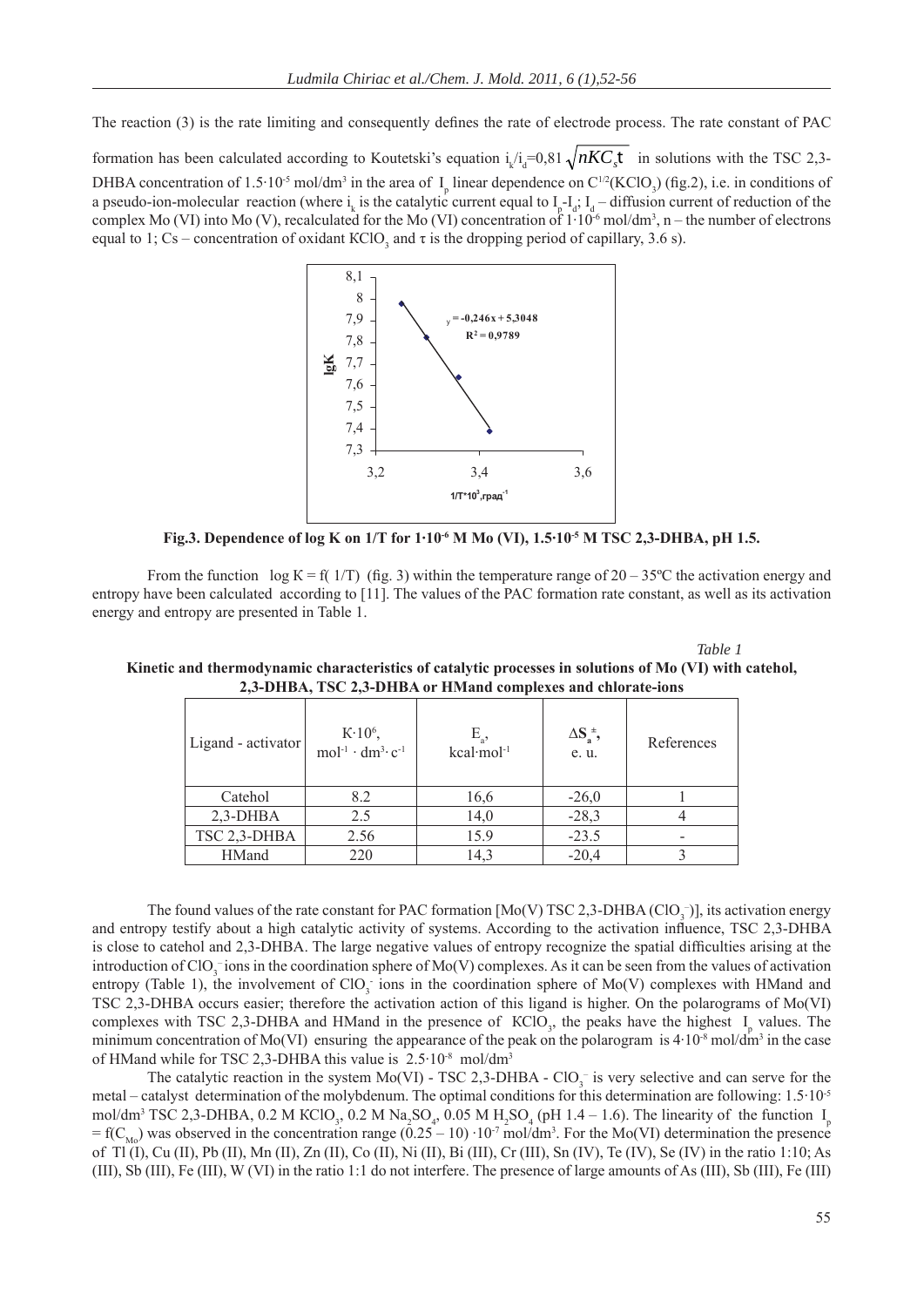The reaction (3) is the rate limiting and consequently defines the rate of electrode process. The rate constant of PAC formation has been calculated according to Koutetski's equation $i_k/i_d=0{,}81\sqrt{nKC_s\tau}$ in solutions with the TSC 2,3-DHBA concentration of $1.5\cdot10^{-5}$ mol/dm$^3$ in the area of $I_p$ linear dependence on $C^{1/2}(KClO_3)$ (fig.2), i.e. in conditions of a pseudo-ion-molecular reaction (where $i_k$ is the catalytic current equal to $I_p$-$I_d$; $I_d$ – diffusion current of reduction of the complex Mo (VI) into Mo (V), recalculated for the Mo (VI) concentration of $1\cdot10^{-6}$ mol/dm$^3$, n – the number of electrons equal to 1; Cs – concentration of oxidant $KClO_3$ and $\tau$ is the dropping period of capillary, 3.6 s).

**Fig.3. Dependence of log K on 1/T for $1\cdot10^{-6}$ M Mo (VI), $1.5\cdot10^{-5}$ M TSC 2,3-DHBA, pH 1.5.**

From the function log K = f( 1/T) (fig. 3) within the temperature range of 20 – 35ºC the activation energy and entropy have been calculated according to [11]. The values of the PAC formation rate constant, as well as its activation energy and entropy are presented in Table 1.

*Table 1*

**Kinetic and thermodynamic characteristics of catalytic processes in solutions of Mo (VI) with catehol, 2,3-DHBA, TSC 2,3-DHBA or HMand complexes and chlorate-ions**

| Ligand - activator | $K\cdot10^6$, $mol^{-1}\cdot dm^3\cdot c^{-1}$ | $E_a$, $kcal\cdot mol^{-1}$ | $\Delta S_a^{\ne}$, e. u. | References |
|---|---|---|---|---|
| Catehol | 8.2 | 16,6 | -26,0 | 1 |
| 2,3-DHBA | 2.5 | 14,0 | -28,3 | 4 |
| TSC 2,3-DHBA | 2.56 | 15.9 | -23.5 | - |
| HMand | 220 | 14,3 | -20,4 | 3 |

The found values of the rate constant for PAC formation [Mo(V) TSC 2,3-DHBA ($ClO_3^-$)], its activation energy and entropy testify about a high catalytic activity of systems. According to the activation influence, TSC 2,3-DHBA is close to catehol and 2,3-DHBA. The large negative values of entropy recognize the spatial difficulties arising at the introduction of $ClO_3^-$ ions in the coordination sphere of Mo(V) complexes. As it can be seen from the values of activation entropy (Table 1), the involvement of $ClO_3^-$ ions in the coordination sphere of Mo(V) complexes with HMand and TSC 2,3-DHBA occurs easier; therefore the activation action of this ligand is higher. On the polarograms of Mo(VI) complexes with TSC 2,3-DHBA and HMand in the presence of $KClO_3$, the peaks have the highest $I_p$ values. The minimum concentration of Mo(VI) ensuring the appearance of the peak on the polarogram is $4\cdot10^{-8}$ mol/dm$^3$ in the case of HMand while for TSC 2,3-DHBA this value is $2.5\cdot10^{-8}$ mol/dm$^3$

The catalytic reaction in the system Mo(VI) - TSC 2,3-DHBA - $ClO_3^-$ is very selective and can serve for the metal – catalyst determination of the molybdenum. The optimal conditions for this determination are following: $1.5\cdot10^{-5}$ mol/dm$^3$ TSC 2,3-DHBA, 0.2 M $KClO_3$, 0.2 M $Na_2SO_4$, 0.05 M $H_2SO_4$ (pH 1.4 – 1.6). The linearity of the function $I_p = f(C_{Mo})$ was observed in the concentration range $(0.25 – 10)\cdot10^{-7}$ mol/dm$^3$. For the Mo(VI) determination the presence of Tl (I), Cu (II), Pb (II), Mn (II), Zn (II), Co (II), Ni (II), Bi (III), Cr (III), Sn (IV), Te (IV), Se (IV) in the ratio 1:10; As (III), Sb (III), Fe (III), W (VI) in the ratio 1:1 do not interfere. The presence of large amounts of As (III), Sb (III), Fe (III)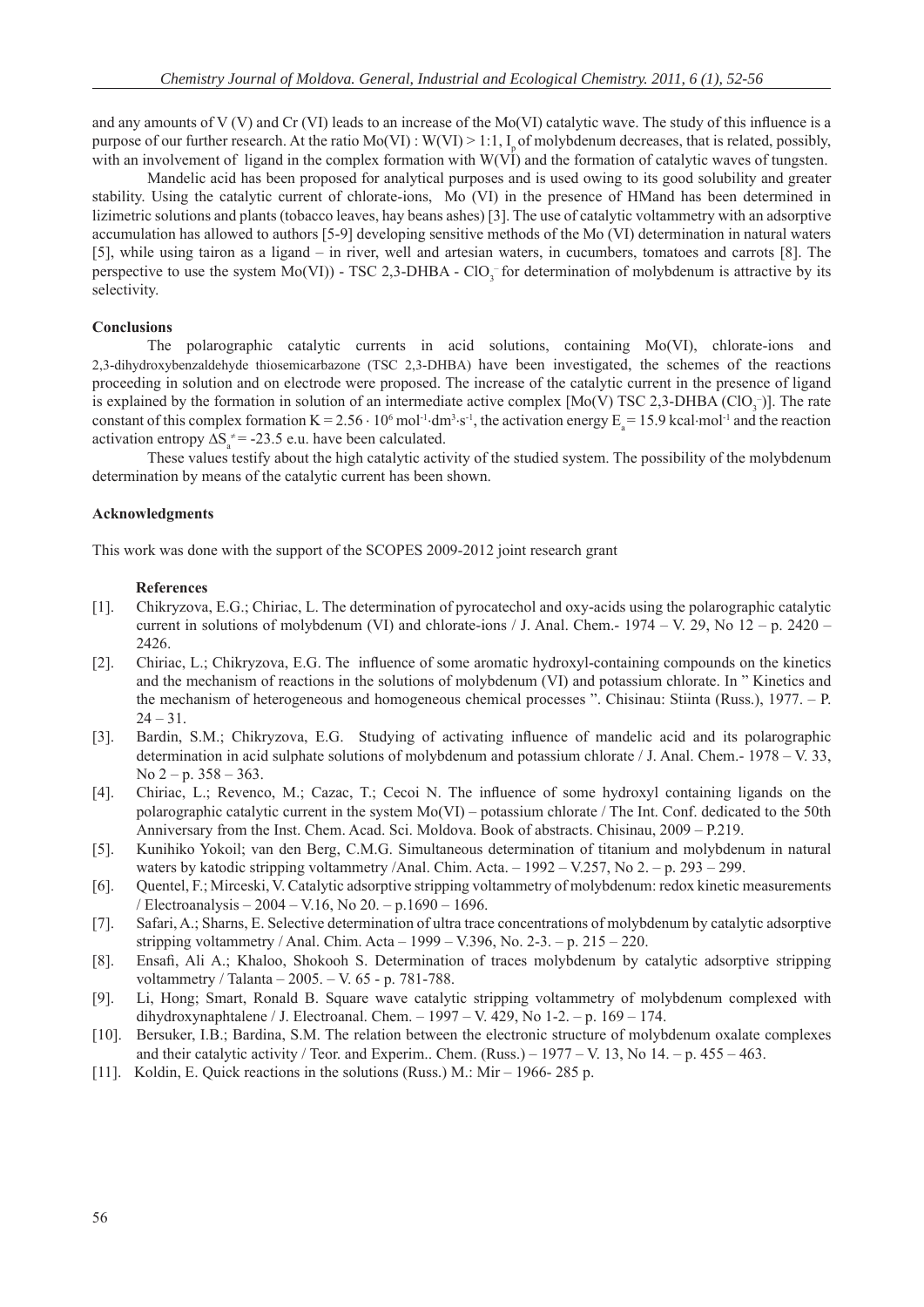and any amounts of V (V) and Cr (VI) leads to an increase of the Mo(VI) catalytic wave. The study of this influence is a purpose of our further research. At the ratio Mo(VI) : W(VI) > 1:1, $I_p$ of molybdenum decreases, that is related, possibly, with an involvement of ligand in the complex formation with W(VI) and the formation of catalytic waves of tungsten.

Mandelic acid has been proposed for analytical purposes and is used owing to its good solubility and greater stability. Using the catalytic current of chlorate-ions, Mo (VI) in the presence of HMand has been determined in lizimetric solutions and plants (tobacco leaves, hay beans ashes) [3]. The use of catalytic voltammetry with an adsorptive accumulation has allowed to authors [5-9] developing sensitive methods of the Mo (VI) determination in natural waters [5], while using tairon as a ligand – in river, well and artesian waters, in cucumbers, tomatoes and carrots [8]. The perspective to use the system Mo(VI)) - TSC 2,3-DHBA - $ClO_3^-$ for determination of molybdenum is attractive by its selectivity.

**Conclusions**

The polarographic catalytic currents in acid solutions, containing Mo(VI), chlorate-ions and 2,3-dihydroxybenzaldehyde thiosemicarbazone (TSC 2,3-DHBA) have been investigated, the schemes of the reactions proceeding in solution and on electrode were proposed. The increase of the catalytic current in the presence of ligand is explained by the formation in solution of an intermediate active complex [Mo(V) TSC 2,3-DHBA ($ClO_3^-$)]. The rate constant of this complex formation $K = 2.56 \cdot 10^6$ $mol^{-1} \cdot dm^3 \cdot s^{-1}$, the activation energy $E_a = 15.9$ $kcal \cdot mol^{-1}$ and the reaction activation entropy $\Delta S_a^{\neq} = -23.5$ e.u. have been calculated.

These values testify about the high catalytic activity of the studied system. The possibility of the molybdenum determination by means of the catalytic current has been shown.

**Acknowledgments**

This work was done with the support of the SCOPES 2009-2012 joint research grant

**References**

[1]. Chikryzova, E.G.; Chiriac, L. The determination of pyrocatechol and oxy-acids using the polarographic catalytic current in solutions of molybdenum (VI) and chlorate-ions / J. Anal. Chem.- 1974 – V. 29, No 12 – p. 2420 – 2426.

[2]. Chiriac, L.; Chikryzova, E.G. The influence of some aromatic hydroxyl-containing compounds on the kinetics and the mechanism of reactions in the solutions of molybdenum (VI) and potassium chlorate. In " Kinetics and the mechanism of heterogeneous and homogeneous chemical processes ". Chisinau: Stiinta (Russ.), 1977. – P. 24 – 31.

[3]. Bardin, S.M.; Chikryzova, E.G. Studying of activating influence of mandelic acid and its polarographic determination in acid sulphate solutions of molybdenum and potassium chlorate / J. Anal. Chem.- 1978 – V. 33, No 2 – p. 358 – 363.

[4]. Chiriac, L.; Revenco, M.; Cazac, T.; Cecoi N. The influence of some hydroxyl containing ligands on the polarographic catalytic current in the system Mo(VI) – potassium chlorate / The Int. Conf. dedicated to the 50th Anniversary from the Inst. Chem. Acad. Sci. Moldova. Book of abstracts. Chisinau, 2009 – P.219.

[5]. Kunihiko Yokoil; van den Berg, C.M.G. Simultaneous determination of titanium and molybdenum in natural waters by katodic stripping voltammetry /Anal. Chim. Acta. – 1992 – V.257, No 2. – p. 293 – 299.

[6]. Quentel, F.; Mirceski, V. Catalytic adsorptive stripping voltammetry of molybdenum: redox kinetic measurements / Electroanalysis – 2004 – V.16, No 20. – p.1690 – 1696.

[7]. Safari, A.; Sharns, E. Selective determination of ultra trace concentrations of molybdenum by catalytic adsorptive stripping voltammetry / Anal. Chim. Acta – 1999 – V.396, No. 2-3. – p. 215 – 220.

[8]. Ensafi, Ali A.; Khaloo, Shokooh S. Determination of traces molybdenum by catalytic adsorptive stripping voltammetry / Talanta – 2005. – V. 65 - p. 781-788.

[9]. Li, Hong; Smart, Ronald B. Square wave catalytic stripping voltammetry of molybdenum complexed with dihydroxynaphtalene / J. Electroanal. Chem. – 1997 – V. 429, No 1-2. – p. 169 – 174.

[10]. Bersuker, I.B.; Bardina, S.M. The relation between the electronic structure of molybdenum oxalate complexes and their catalytic activity / Teor. and Experim.. Chem. (Russ.) – 1977 – V. 13, No 14. – p. 455 – 463.

[11]. Koldin, E. Quick reactions in the solutions (Russ.) M.: Mir – 1966- 285 p.